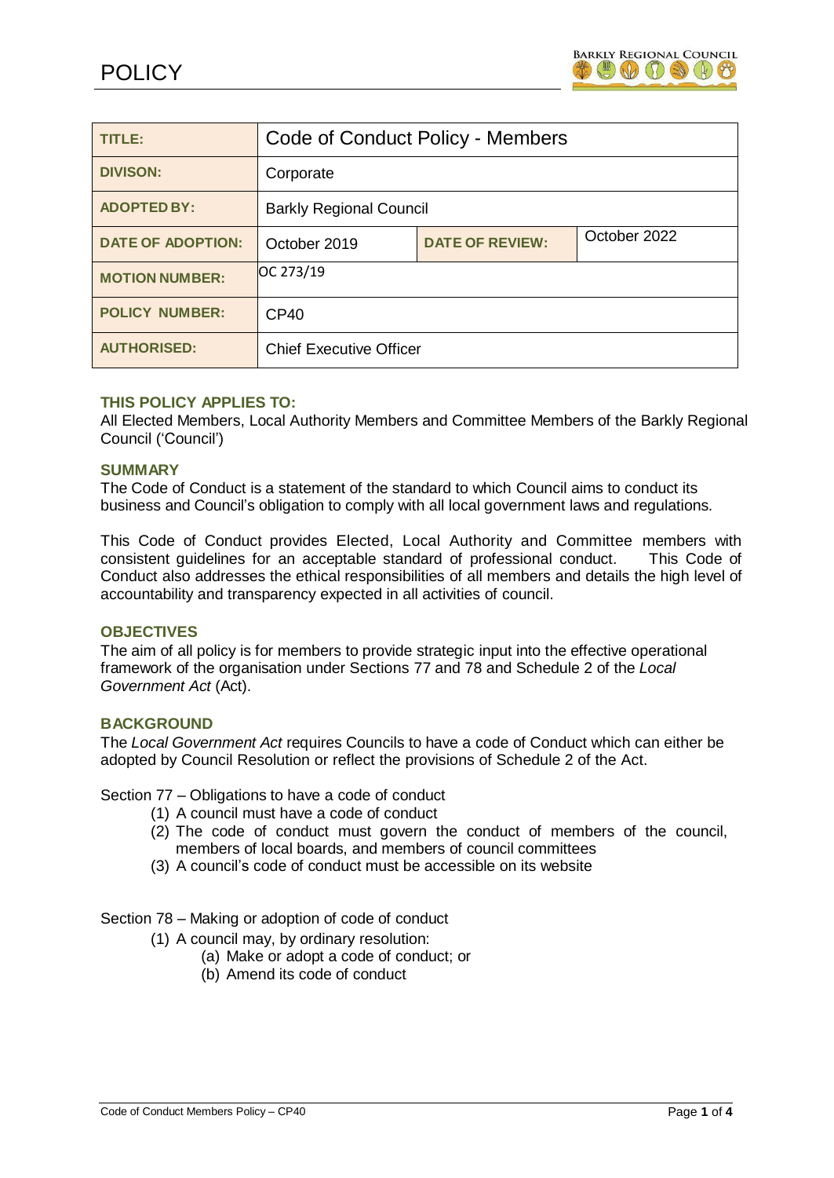# POLICY

| TITLE: | Code of Conduct Policy - Members | | |
|---|---|---|---|
| DIVISON: | Corporate | | |
| ADOPTED BY: | Barkly Regional Council | | |
| DATE OF ADOPTION: | October 2019 | DATE OF REVIEW: | October 2022 |
| MOTION NUMBER: | OC 273/19 | | |
| POLICY NUMBER: | CP40 | | |
| AUTHORISED: | Chief Executive Officer | | |

## THIS POLICY APPLIES TO:

All Elected Members, Local Authority Members and Committee Members of the Barkly Regional Council ('Council')

## SUMMARY

The Code of Conduct is a statement of the standard to which Council aims to conduct its business and Council's obligation to comply with all local government laws and regulations.

This Code of Conduct provides Elected, Local Authority and Committee members with consistent guidelines for an acceptable standard of professional conduct. This Code of Conduct also addresses the ethical responsibilities of all members and details the high level of accountability and transparency expected in all activities of council.

## OBJECTIVES

The aim of all policy is for members to provide strategic input into the effective operational framework of the organisation under Sections 77 and 78 and Schedule 2 of the *Local Government Act* (Act).

## BACKGROUND

The *Local Government Act* requires Councils to have a code of Conduct which can either be adopted by Council Resolution or reflect the provisions of Schedule 2 of the Act.

Section 77 – Obligations to have a code of conduct

(1) A council must have a code of conduct
(2) The code of conduct must govern the conduct of members of the council, members of local boards, and members of council committees
(3) A council's code of conduct must be accessible on its website

Section 78 – Making or adoption of code of conduct

(1) A council may, by ordinary resolution:
    (a) Make or adopt a code of conduct; or
    (b) Amend its code of conduct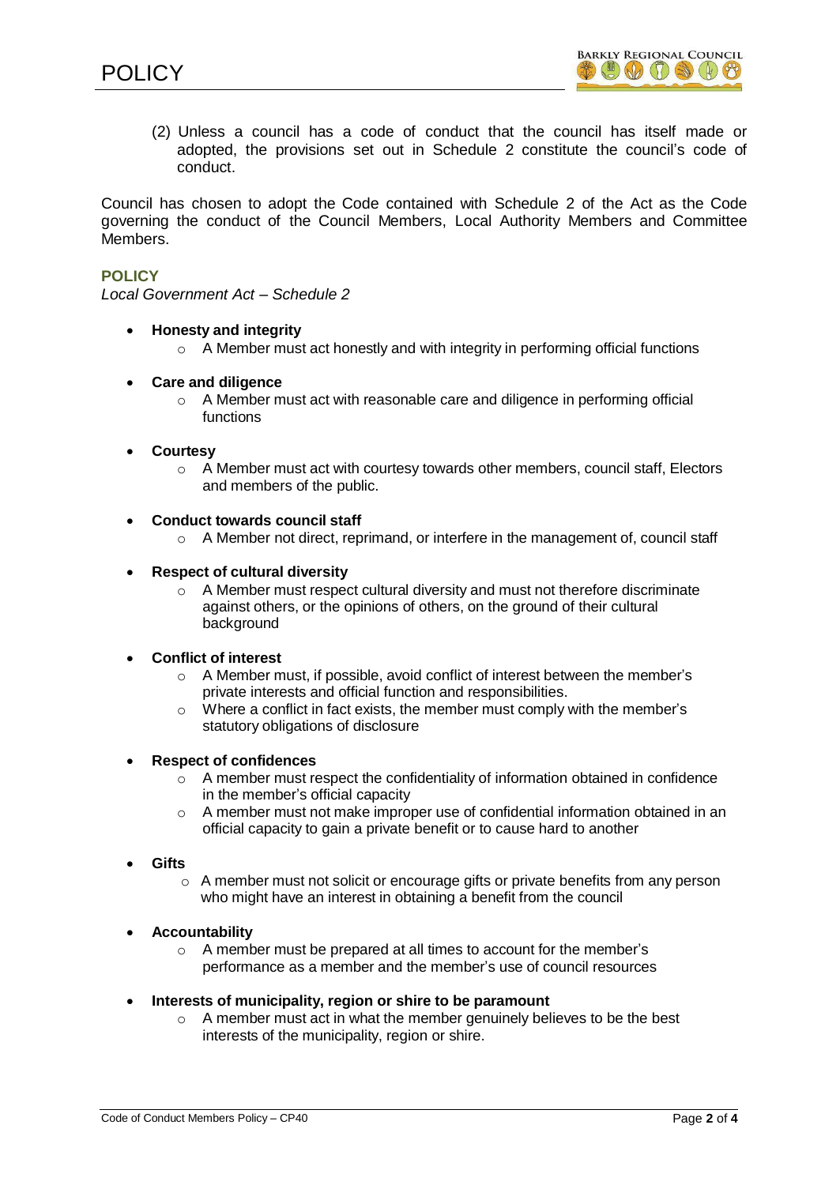(2) Unless a council has a code of conduct that the council has itself made or adopted, the provisions set out in Schedule 2 constitute the council's code of conduct.

Council has chosen to adopt the Code contained with Schedule 2 of the Act as the Code governing the conduct of the Council Members, Local Authority Members and Committee Members.

## POLICY

*Local Government Act – Schedule 2*

- **Honesty and integrity**
  - A Member must act honestly and with integrity in performing official functions
- **Care and diligence**
  - A Member must act with reasonable care and diligence in performing official functions
- **Courtesy**
  - A Member must act with courtesy towards other members, council staff, Electors and members of the public.
- **Conduct towards council staff**
  - A Member not direct, reprimand, or interfere in the management of, council staff
- **Respect of cultural diversity**
  - A Member must respect cultural diversity and must not therefore discriminate against others, or the opinions of others, on the ground of their cultural background
- **Conflict of interest**
  - A Member must, if possible, avoid conflict of interest between the member's private interests and official function and responsibilities.
  - Where a conflict in fact exists, the member must comply with the member's statutory obligations of disclosure
- **Respect of confidences**
  - A member must respect the confidentiality of information obtained in confidence in the member's official capacity
  - A member must not make improper use of confidential information obtained in an official capacity to gain a private benefit or to cause hard to another
- **Gifts**
  - A member must not solicit or encourage gifts or private benefits from any person who might have an interest in obtaining a benefit from the council
- **Accountability**
  - A member must be prepared at all times to account for the member's performance as a member and the member's use of council resources
- **Interests of municipality, region or shire to be paramount**
  - A member must act in what the member genuinely believes to be the best interests of the municipality, region or shire.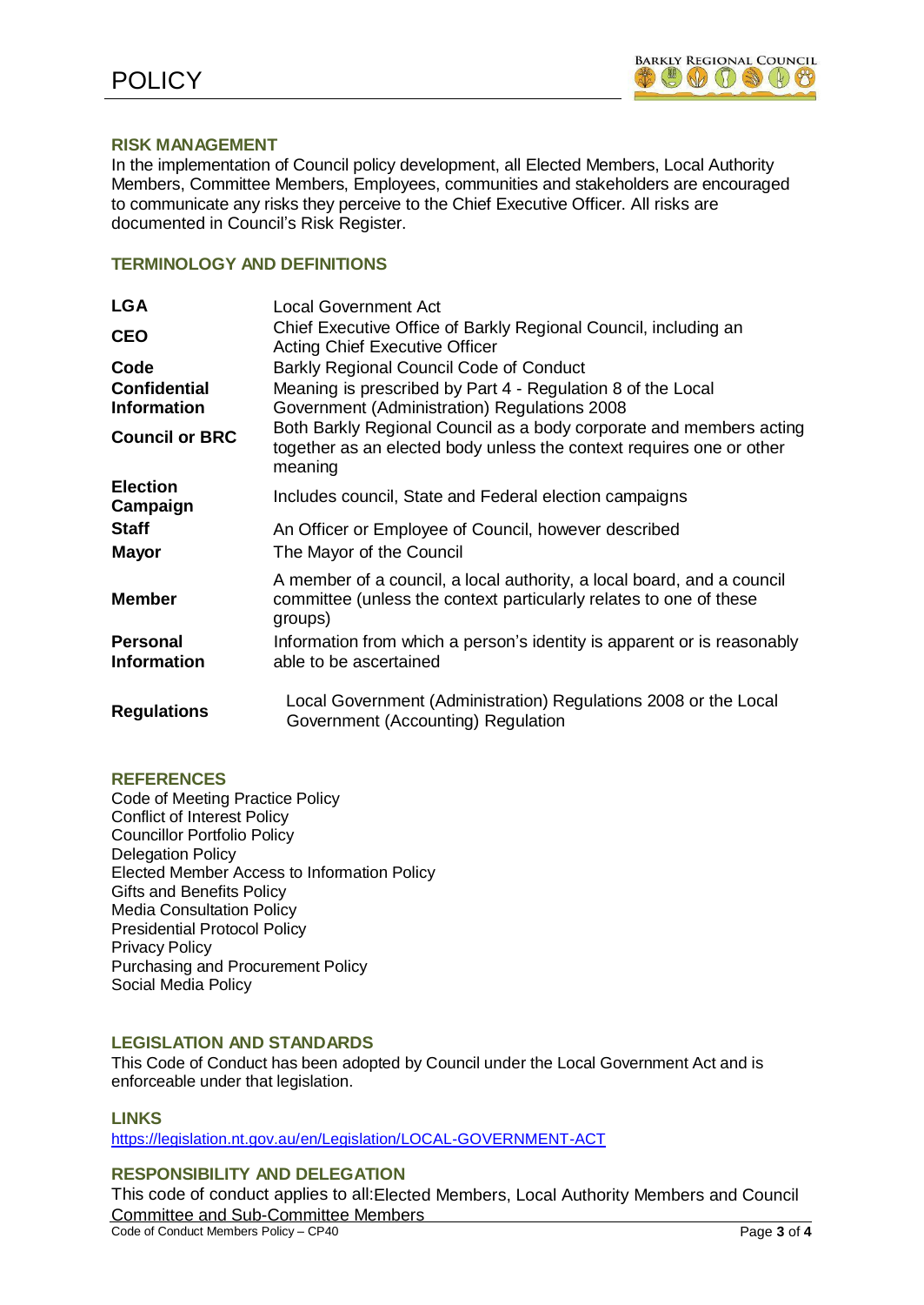## RISK MANAGEMENT

In the implementation of Council policy development, all Elected Members, Local Authority Members, Committee Members, Employees, communities and stakeholders are encouraged to communicate any risks they perceive to the Chief Executive Officer. All risks are documented in Council's Risk Register.

## TERMINOLOGY AND DEFINITIONS

| | |
|---|---|
| **LGA** | Local Government Act |
| **CEO** | Chief Executive Office of Barkly Regional Council, including an Acting Chief Executive Officer |
| **Code** | Barkly Regional Council Code of Conduct |
| **Confidential Information** | Meaning is prescribed by Part 4 - Regulation 8 of the Local Government (Administration) Regulations 2008 |
| **Council or BRC** | Both Barkly Regional Council as a body corporate and members acting together as an elected body unless the context requires one or other meaning |
| **Election Campaign** | Includes council, State and Federal election campaigns |
| **Staff** | An Officer or Employee of Council, however described |
| **Mayor** | The Mayor of the Council |
| **Member** | A member of a council, a local authority, a local board, and a council committee (unless the context particularly relates to one of these groups) |
| **Personal Information** | Information from which a person's identity is apparent or is reasonably able to be ascertained |
| **Regulations** | Local Government (Administration) Regulations 2008 or the Local Government (Accounting) Regulation |

## REFERENCES

Code of Meeting Practice Policy
Conflict of Interest Policy
Councillor Portfolio Policy
Delegation Policy
Elected Member Access to Information Policy
Gifts and Benefits Policy
Media Consultation Policy
Presidential Protocol Policy
Privacy Policy
Purchasing and Procurement Policy
Social Media Policy

## LEGISLATION AND STANDARDS

This Code of Conduct has been adopted by Council under the Local Government Act and is enforceable under that legislation.

## LINKS

https://legislation.nt.gov.au/en/Legislation/LOCAL-GOVERNMENT-ACT

## RESPONSIBILITY AND DELEGATION

This code of conduct applies to all:Elected Members, Local Authority Members and Council Committee and Sub-Committee Members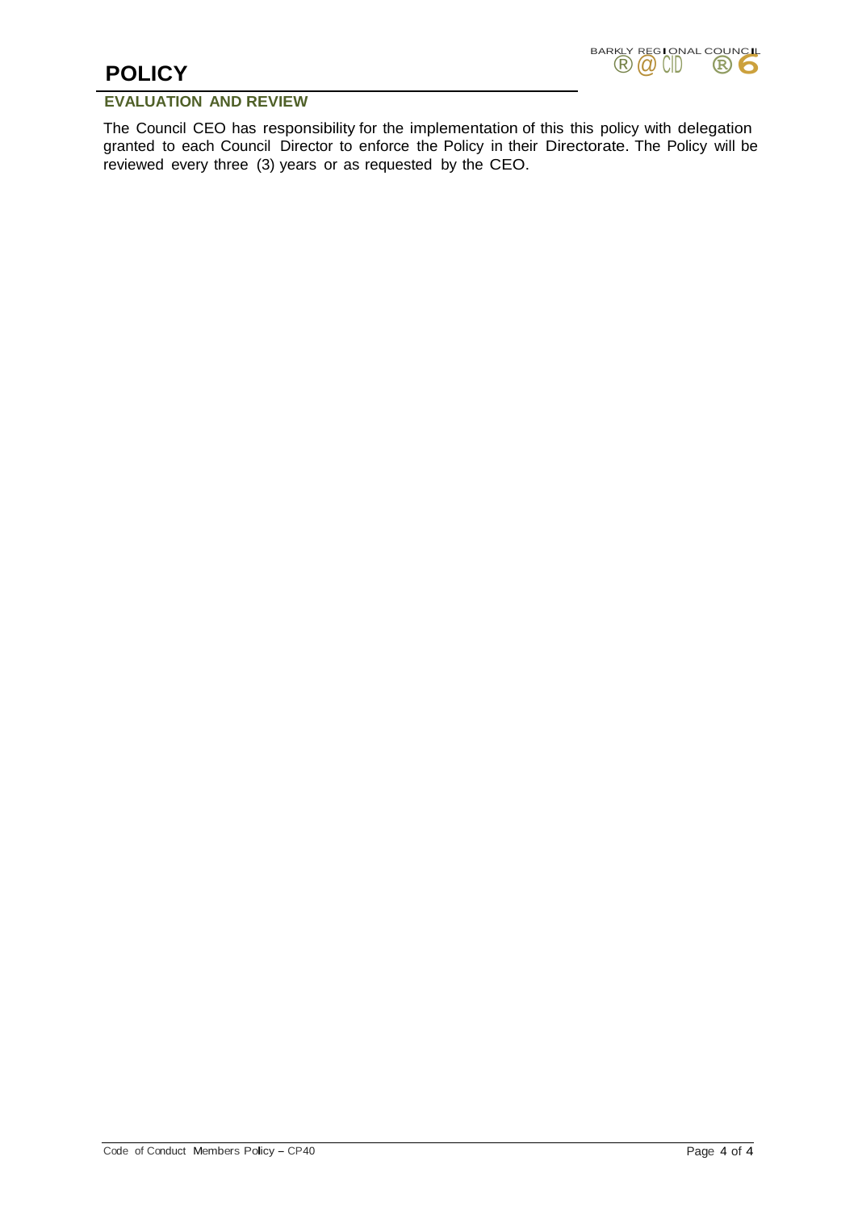## EVALUATION AND REVIEW

The Council CEO has responsibility for the implementation of this this policy with delegation granted to each Council Director to enforce the Policy in their Directorate. The Policy will be reviewed every three (3) years or as requested by the CEO.